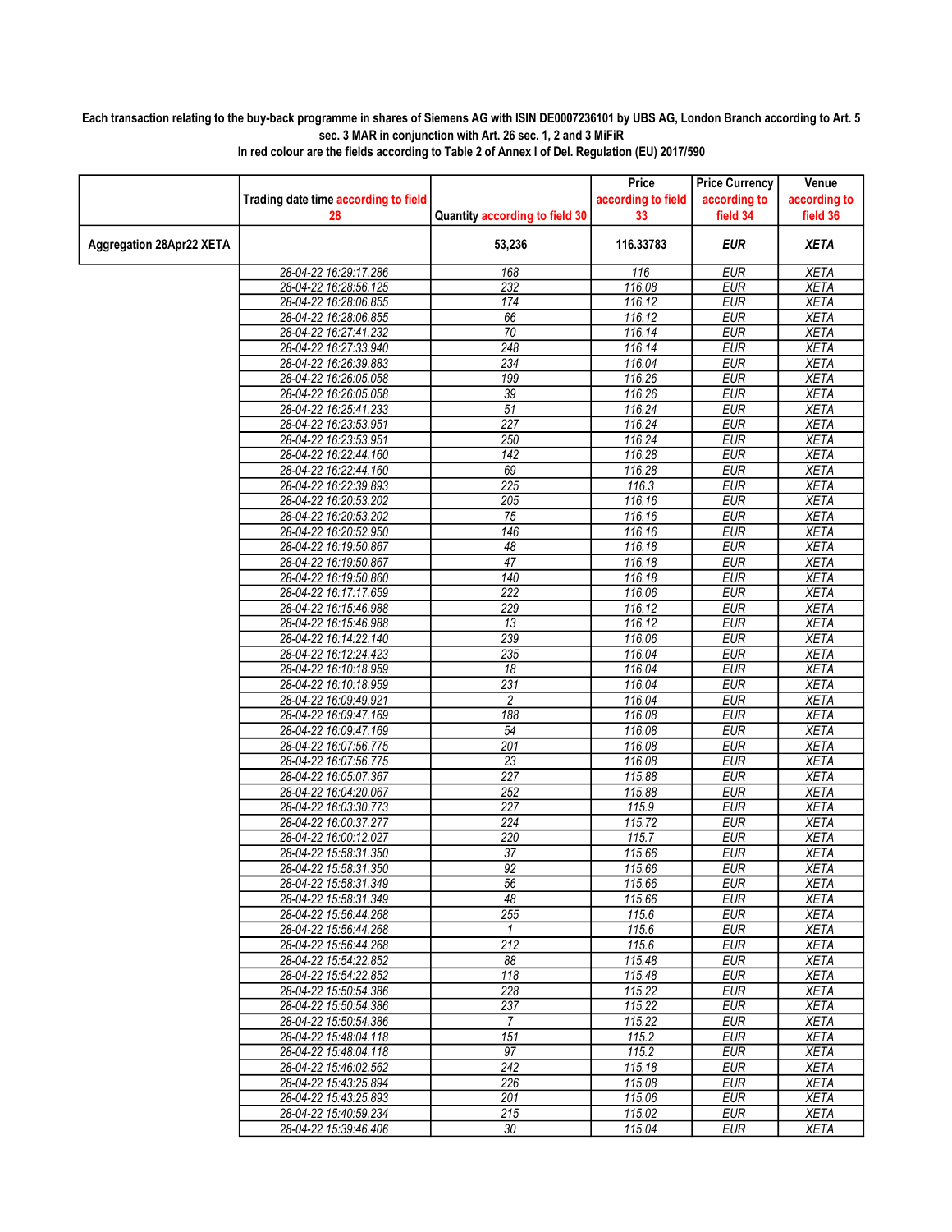**Each transaction relating to the buy-back programme in shares of Siemens AG with ISIN DE0007236101 by UBS AG, London Branch according to Art. 5 sec. 3 MAR in conjunction with Art. 26 sec. 1, 2 and 3 MiFiR**

**In red colour are the fields according to Table 2 of Annex I of Del. Regulation (EU) 2017/590**

| | Trading date time according to field 28 | Quantity according to field 30 | Price according to field 33 | Price Currency according to field 34 | Venue according to field 36 |
|---|---|---|---|---|---|
| **Aggregation 28Apr22 XETA** | | **53,236** | **116.33783** | **EUR** | **XETA** |
| | 28-04-22 16:29:17.286 | 168 | 116 | EUR | XETA |
| | 28-04-22 16:28:56.125 | 232 | 116.08 | EUR | XETA |
| | 28-04-22 16:28:06.855 | 174 | 116.12 | EUR | XETA |
| | 28-04-22 16:28:06.855 | 66 | 116.12 | EUR | XETA |
| | 28-04-22 16:27:41.232 | 70 | 116.14 | EUR | XETA |
| | 28-04-22 16:27:33.940 | 248 | 116.14 | EUR | XETA |
| | 28-04-22 16:26:39.883 | 234 | 116.04 | EUR | XETA |
| | 28-04-22 16:26:05.058 | 199 | 116.26 | EUR | XETA |
| | 28-04-22 16:26:05.058 | 39 | 116.26 | EUR | XETA |
| | 28-04-22 16:25:41.233 | 51 | 116.24 | EUR | XETA |
| | 28-04-22 16:23:53.951 | 227 | 116.24 | EUR | XETA |
| | 28-04-22 16:23:53.951 | 250 | 116.24 | EUR | XETA |
| | 28-04-22 16:22:44.160 | 142 | 116.28 | EUR | XETA |
| | 28-04-22 16:22:44.160 | 69 | 116.28 | EUR | XETA |
| | 28-04-22 16:22:39.893 | 225 | 116.3 | EUR | XETA |
| | 28-04-22 16:20:53.202 | 205 | 116.16 | EUR | XETA |
| | 28-04-22 16:20:53.202 | 75 | 116.16 | EUR | XETA |
| | 28-04-22 16:20:52.950 | 146 | 116.16 | EUR | XETA |
| | 28-04-22 16:19:50.867 | 48 | 116.18 | EUR | XETA |
| | 28-04-22 16:19:50.867 | 47 | 116.18 | EUR | XETA |
| | 28-04-22 16:19:50.860 | 140 | 116.18 | EUR | XETA |
| | 28-04-22 16:17:17.659 | 222 | 116.06 | EUR | XETA |
| | 28-04-22 16:15:46.988 | 229 | 116.12 | EUR | XETA |
| | 28-04-22 16:15:46.988 | 13 | 116.12 | EUR | XETA |
| | 28-04-22 16:14:22.140 | 239 | 116.06 | EUR | XETA |
| | 28-04-22 16:12:24.423 | 235 | 116.04 | EUR | XETA |
| | 28-04-22 16:10:18.959 | 18 | 116.04 | EUR | XETA |
| | 28-04-22 16:10:18.959 | 231 | 116.04 | EUR | XETA |
| | 28-04-22 16:09:49.921 | 2 | 116.04 | EUR | XETA |
| | 28-04-22 16:09:47.169 | 188 | 116.08 | EUR | XETA |
| | 28-04-22 16:09:47.169 | 54 | 116.08 | EUR | XETA |
| | 28-04-22 16:07:56.775 | 201 | 116.08 | EUR | XETA |
| | 28-04-22 16:07:56.775 | 23 | 116.08 | EUR | XETA |
| | 28-04-22 16:05:07.367 | 227 | 115.88 | EUR | XETA |
| | 28-04-22 16:04:20.067 | 252 | 115.88 | EUR | XETA |
| | 28-04-22 16:03:30.773 | 227 | 115.9 | EUR | XETA |
| | 28-04-22 16:00:37.277 | 224 | 115.72 | EUR | XETA |
| | 28-04-22 16:00:12.027 | 220 | 115.7 | EUR | XETA |
| | 28-04-22 15:58:31.350 | 37 | 115.66 | EUR | XETA |
| | 28-04-22 15:58:31.350 | 92 | 115.66 | EUR | XETA |
| | 28-04-22 15:58:31.349 | 56 | 115.66 | EUR | XETA |
| | 28-04-22 15:58:31.349 | 48 | 115.66 | EUR | XETA |
| | 28-04-22 15:56:44.268 | 255 | 115.6 | EUR | XETA |
| | 28-04-22 15:56:44.268 | 1 | 115.6 | EUR | XETA |
| | 28-04-22 15:56:44.268 | 212 | 115.6 | EUR | XETA |
| | 28-04-22 15:54:22.852 | 88 | 115.48 | EUR | XETA |
| | 28-04-22 15:54:22.852 | 118 | 115.48 | EUR | XETA |
| | 28-04-22 15:50:54.386 | 228 | 115.22 | EUR | XETA |
| | 28-04-22 15:50:54.386 | 237 | 115.22 | EUR | XETA |
| | 28-04-22 15:50:54.386 | 7 | 115.22 | EUR | XETA |
| | 28-04-22 15:48:04.118 | 151 | 115.2 | EUR | XETA |
| | 28-04-22 15:48:04.118 | 97 | 115.2 | EUR | XETA |
| | 28-04-22 15:46:02.562 | 242 | 115.18 | EUR | XETA |
| | 28-04-22 15:43:25.894 | 226 | 115.08 | EUR | XETA |
| | 28-04-22 15:43:25.893 | 201 | 115.06 | EUR | XETA |
| | 28-04-22 15:40:59.234 | 215 | 115.02 | EUR | XETA |
| | 28-04-22 15:39:46.406 | 30 | 115.04 | EUR | XETA |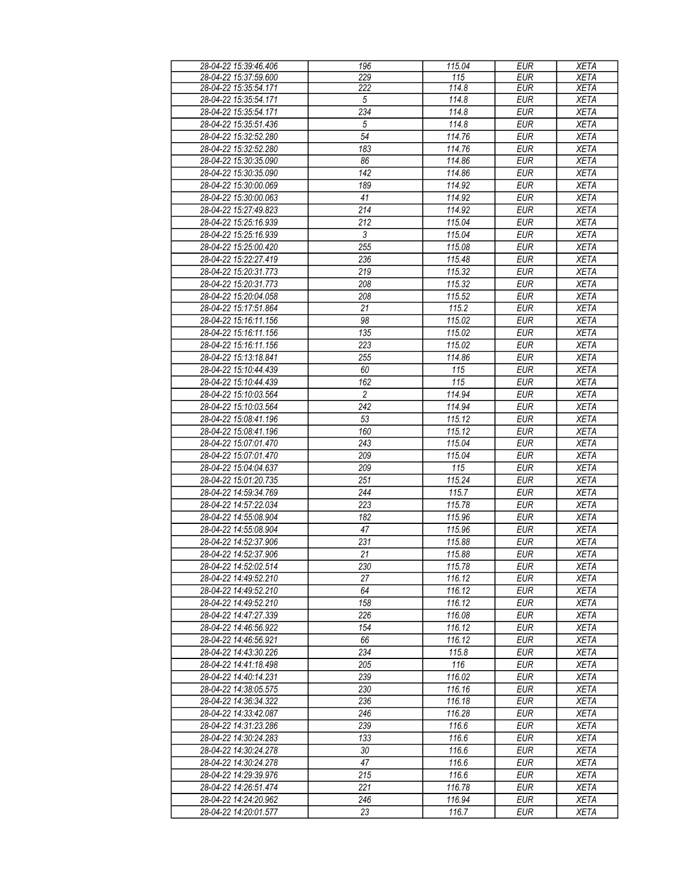| | | | | |
|---|---|---|---|---|
| 28-04-22 15:39:46.406 | 196 | 115.04 | EUR | XETA |
| 28-04-22 15:37:59.600 | 229 | 115 | EUR | XETA |
| 28-04-22 15:35:54.171 | 222 | 114.8 | EUR | XETA |
| 28-04-22 15:35:54.171 | 5 | 114.8 | EUR | XETA |
| 28-04-22 15:35:54.171 | 234 | 114.8 | EUR | XETA |
| 28-04-22 15:35:51.436 | 5 | 114.8 | EUR | XETA |
| 28-04-22 15:32:52.280 | 54 | 114.76 | EUR | XETA |
| 28-04-22 15:32:52.280 | 183 | 114.76 | EUR | XETA |
| 28-04-22 15:30:35.090 | 86 | 114.86 | EUR | XETA |
| 28-04-22 15:30:35.090 | 142 | 114.86 | EUR | XETA |
| 28-04-22 15:30:00.069 | 189 | 114.92 | EUR | XETA |
| 28-04-22 15:30:00.063 | 41 | 114.92 | EUR | XETA |
| 28-04-22 15:27:49.823 | 214 | 114.92 | EUR | XETA |
| 28-04-22 15:25:16.939 | 212 | 115.04 | EUR | XETA |
| 28-04-22 15:25:16.939 | 3 | 115.04 | EUR | XETA |
| 28-04-22 15:25:00.420 | 255 | 115.08 | EUR | XETA |
| 28-04-22 15:22:27.419 | 236 | 115.48 | EUR | XETA |
| 28-04-22 15:20:31.773 | 219 | 115.32 | EUR | XETA |
| 28-04-22 15:20:31.773 | 208 | 115.32 | EUR | XETA |
| 28-04-22 15:20:04.058 | 208 | 115.52 | EUR | XETA |
| 28-04-22 15:17:51.864 | 21 | 115.2 | EUR | XETA |
| 28-04-22 15:16:11.156 | 98 | 115.02 | EUR | XETA |
| 28-04-22 15:16:11.156 | 135 | 115.02 | EUR | XETA |
| 28-04-22 15:16:11.156 | 223 | 115.02 | EUR | XETA |
| 28-04-22 15:13:18.841 | 255 | 114.86 | EUR | XETA |
| 28-04-22 15:10:44.439 | 60 | 115 | EUR | XETA |
| 28-04-22 15:10:44.439 | 162 | 115 | EUR | XETA |
| 28-04-22 15:10:03.564 | 2 | 114.94 | EUR | XETA |
| 28-04-22 15:10:03.564 | 242 | 114.94 | EUR | XETA |
| 28-04-22 15:08:41.196 | 53 | 115.12 | EUR | XETA |
| 28-04-22 15:08:41.196 | 160 | 115.12 | EUR | XETA |
| 28-04-22 15:07:01.470 | 243 | 115.04 | EUR | XETA |
| 28-04-22 15:07:01.470 | 209 | 115.04 | EUR | XETA |
| 28-04-22 15:04:04.637 | 209 | 115 | EUR | XETA |
| 28-04-22 15:01:20.735 | 251 | 115.24 | EUR | XETA |
| 28-04-22 14:59:34.769 | 244 | 115.7 | EUR | XETA |
| 28-04-22 14:57:22.034 | 223 | 115.78 | EUR | XETA |
| 28-04-22 14:55:08.904 | 182 | 115.96 | EUR | XETA |
| 28-04-22 14:55:08.904 | 47 | 115.96 | EUR | XETA |
| 28-04-22 14:52:37.906 | 231 | 115.88 | EUR | XETA |
| 28-04-22 14:52:37.906 | 21 | 115.88 | EUR | XETA |
| 28-04-22 14:52:02.514 | 230 | 115.78 | EUR | XETA |
| 28-04-22 14:49:52.210 | 27 | 116.12 | EUR | XETA |
| 28-04-22 14:49:52.210 | 64 | 116.12 | EUR | XETA |
| 28-04-22 14:49:52.210 | 158 | 116.12 | EUR | XETA |
| 28-04-22 14:47:27.339 | 226 | 116.08 | EUR | XETA |
| 28-04-22 14:46:56.922 | 154 | 116.12 | EUR | XETA |
| 28-04-22 14:46:56.921 | 66 | 116.12 | EUR | XETA |
| 28-04-22 14:43:30.226 | 234 | 115.8 | EUR | XETA |
| 28-04-22 14:41:18.498 | 205 | 116 | EUR | XETA |
| 28-04-22 14:40:14.231 | 239 | 116.02 | EUR | XETA |
| 28-04-22 14:38:05.575 | 230 | 116.16 | EUR | XETA |
| 28-04-22 14:36:34.322 | 236 | 116.18 | EUR | XETA |
| 28-04-22 14:33:42.087 | 246 | 116.28 | EUR | XETA |
| 28-04-22 14:31:23.286 | 239 | 116.6 | EUR | XETA |
| 28-04-22 14:30:24.283 | 133 | 116.6 | EUR | XETA |
| 28-04-22 14:30:24.278 | 30 | 116.6 | EUR | XETA |
| 28-04-22 14:30:24.278 | 47 | 116.6 | EUR | XETA |
| 28-04-22 14:29:39.976 | 215 | 116.6 | EUR | XETA |
| 28-04-22 14:26:51.474 | 221 | 116.78 | EUR | XETA |
| 28-04-22 14:24:20.962 | 246 | 116.94 | EUR | XETA |
| 28-04-22 14:20:01.577 | 23 | 116.7 | EUR | XETA |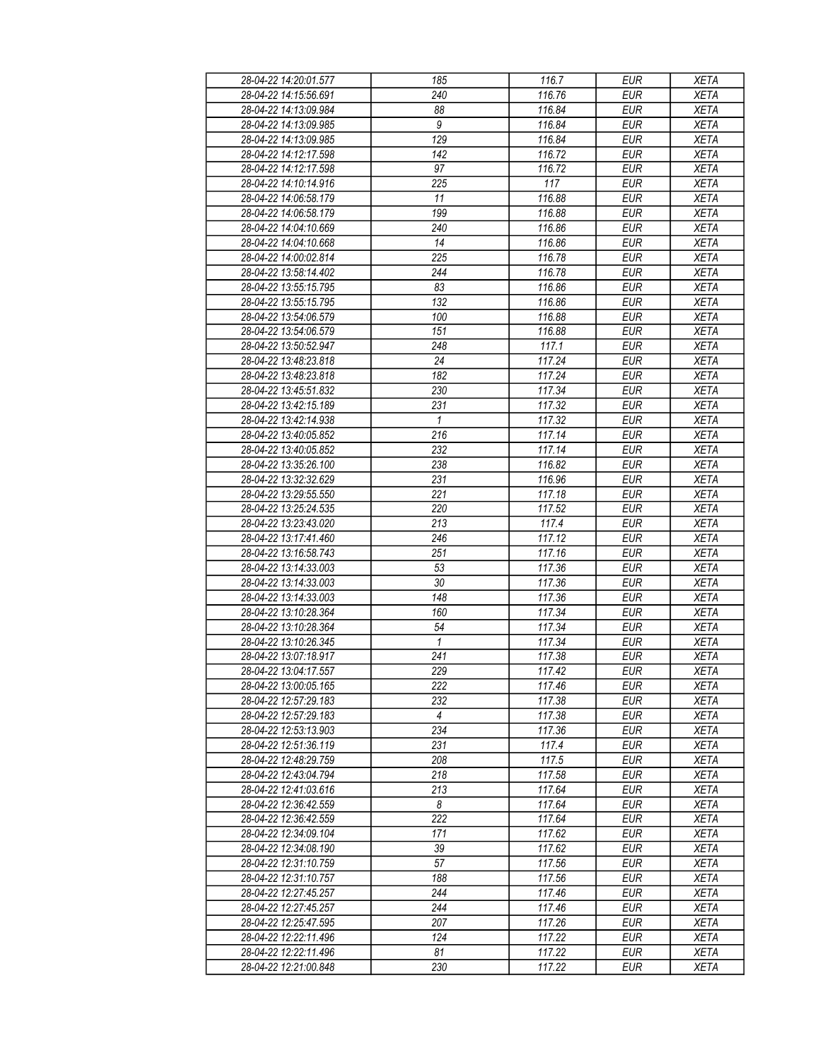| | | | | |
|---|---|---|---|---|
| 28-04-22 14:20:01.577 | 185 | 116.7 | EUR | XETA |
| 28-04-22 14:15:56.691 | 240 | 116.76 | EUR | XETA |
| 28-04-22 14:13:09.984 | 88 | 116.84 | EUR | XETA |
| 28-04-22 14:13:09.985 | 9 | 116.84 | EUR | XETA |
| 28-04-22 14:13:09.985 | 129 | 116.84 | EUR | XETA |
| 28-04-22 14:12:17.598 | 142 | 116.72 | EUR | XETA |
| 28-04-22 14:12:17.598 | 97 | 116.72 | EUR | XETA |
| 28-04-22 14:10:14.916 | 225 | 117 | EUR | XETA |
| 28-04-22 14:06:58.179 | 11 | 116.88 | EUR | XETA |
| 28-04-22 14:06:58.179 | 199 | 116.88 | EUR | XETA |
| 28-04-22 14:04:10.669 | 240 | 116.86 | EUR | XETA |
| 28-04-22 14:04:10.668 | 14 | 116.86 | EUR | XETA |
| 28-04-22 14:00:02.814 | 225 | 116.78 | EUR | XETA |
| 28-04-22 13:58:14.402 | 244 | 116.78 | EUR | XETA |
| 28-04-22 13:55:15.795 | 83 | 116.86 | EUR | XETA |
| 28-04-22 13:55:15.795 | 132 | 116.86 | EUR | XETA |
| 28-04-22 13:54:06.579 | 100 | 116.88 | EUR | XETA |
| 28-04-22 13:54:06.579 | 151 | 116.88 | EUR | XETA |
| 28-04-22 13:50:52.947 | 248 | 117.1 | EUR | XETA |
| 28-04-22 13:48:23.818 | 24 | 117.24 | EUR | XETA |
| 28-04-22 13:48:23.818 | 182 | 117.24 | EUR | XETA |
| 28-04-22 13:45:51.832 | 230 | 117.34 | EUR | XETA |
| 28-04-22 13:42:15.189 | 231 | 117.32 | EUR | XETA |
| 28-04-22 13:42:14.938 | 1 | 117.32 | EUR | XETA |
| 28-04-22 13:40:05.852 | 216 | 117.14 | EUR | XETA |
| 28-04-22 13:40:05.852 | 232 | 117.14 | EUR | XETA |
| 28-04-22 13:35:26.100 | 238 | 116.82 | EUR | XETA |
| 28-04-22 13:32:32.629 | 231 | 116.96 | EUR | XETA |
| 28-04-22 13:29:55.550 | 221 | 117.18 | EUR | XETA |
| 28-04-22 13:25:24.535 | 220 | 117.52 | EUR | XETA |
| 28-04-22 13:23:43.020 | 213 | 117.4 | EUR | XETA |
| 28-04-22 13:17:41.460 | 246 | 117.12 | EUR | XETA |
| 28-04-22 13:16:58.743 | 251 | 117.16 | EUR | XETA |
| 28-04-22 13:14:33.003 | 53 | 117.36 | EUR | XETA |
| 28-04-22 13:14:33.003 | 30 | 117.36 | EUR | XETA |
| 28-04-22 13:14:33.003 | 148 | 117.36 | EUR | XETA |
| 28-04-22 13:10:28.364 | 160 | 117.34 | EUR | XETA |
| 28-04-22 13:10:28.364 | 54 | 117.34 | EUR | XETA |
| 28-04-22 13:10:26.345 | 1 | 117.34 | EUR | XETA |
| 28-04-22 13:07:18.917 | 241 | 117.38 | EUR | XETA |
| 28-04-22 13:04:17.557 | 229 | 117.42 | EUR | XETA |
| 28-04-22 13:00:05.165 | 222 | 117.46 | EUR | XETA |
| 28-04-22 12:57:29.183 | 232 | 117.38 | EUR | XETA |
| 28-04-22 12:57:29.183 | 4 | 117.38 | EUR | XETA |
| 28-04-22 12:53:13.903 | 234 | 117.36 | EUR | XETA |
| 28-04-22 12:51:36.119 | 231 | 117.4 | EUR | XETA |
| 28-04-22 12:48:29.759 | 208 | 117.5 | EUR | XETA |
| 28-04-22 12:43:04.794 | 218 | 117.58 | EUR | XETA |
| 28-04-22 12:41:03.616 | 213 | 117.64 | EUR | XETA |
| 28-04-22 12:36:42.559 | 8 | 117.64 | EUR | XETA |
| 28-04-22 12:36:42.559 | 222 | 117.64 | EUR | XETA |
| 28-04-22 12:34:09.104 | 171 | 117.62 | EUR | XETA |
| 28-04-22 12:34:08.190 | 39 | 117.62 | EUR | XETA |
| 28-04-22 12:31:10.759 | 57 | 117.56 | EUR | XETA |
| 28-04-22 12:31:10.757 | 188 | 117.56 | EUR | XETA |
| 28-04-22 12:27:45.257 | 244 | 117.46 | EUR | XETA |
| 28-04-22 12:27:45.257 | 244 | 117.46 | EUR | XETA |
| 28-04-22 12:25:47.595 | 207 | 117.26 | EUR | XETA |
| 28-04-22 12:22:11.496 | 124 | 117.22 | EUR | XETA |
| 28-04-22 12:22:11.496 | 81 | 117.22 | EUR | XETA |
| 28-04-22 12:21:00.848 | 230 | 117.22 | EUR | XETA |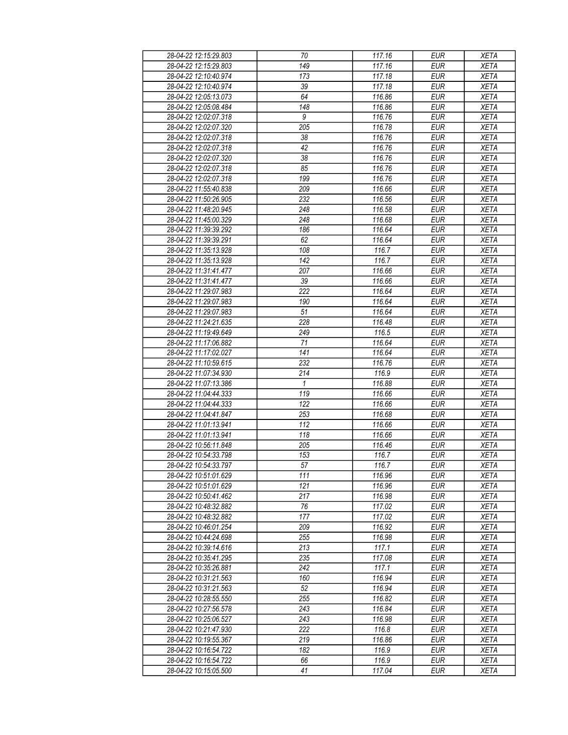| | | | | |
|---|---|---|---|---|
| 28-04-22 12:15:29.803 | 70 | 117.16 | EUR | XETA |
| 28-04-22 12:15:29.803 | 149 | 117.16 | EUR | XETA |
| 28-04-22 12:10:40.974 | 173 | 117.18 | EUR | XETA |
| 28-04-22 12:10:40.974 | 39 | 117.18 | EUR | XETA |
| 28-04-22 12:05:13.073 | 64 | 116.86 | EUR | XETA |
| 28-04-22 12:05:08.484 | 148 | 116.86 | EUR | XETA |
| 28-04-22 12:02:07.318 | 9 | 116.76 | EUR | XETA |
| 28-04-22 12:02:07.320 | 205 | 116.78 | EUR | XETA |
| 28-04-22 12:02:07.318 | 38 | 116.76 | EUR | XETA |
| 28-04-22 12:02:07.318 | 42 | 116.76 | EUR | XETA |
| 28-04-22 12:02:07.320 | 38 | 116.76 | EUR | XETA |
| 28-04-22 12:02:07.318 | 85 | 116.76 | EUR | XETA |
| 28-04-22 12:02:07.318 | 199 | 116.76 | EUR | XETA |
| 28-04-22 11:55:40.838 | 209 | 116.66 | EUR | XETA |
| 28-04-22 11:50:26.905 | 232 | 116.56 | EUR | XETA |
| 28-04-22 11:48:20.945 | 248 | 116.58 | EUR | XETA |
| 28-04-22 11:45:00.329 | 248 | 116.68 | EUR | XETA |
| 28-04-22 11:39:39.292 | 186 | 116.64 | EUR | XETA |
| 28-04-22 11:39:39.291 | 62 | 116.64 | EUR | XETA |
| 28-04-22 11:35:13.928 | 108 | 116.7 | EUR | XETA |
| 28-04-22 11:35:13.928 | 142 | 116.7 | EUR | XETA |
| 28-04-22 11:31:41.477 | 207 | 116.66 | EUR | XETA |
| 28-04-22 11:31:41.477 | 39 | 116.66 | EUR | XETA |
| 28-04-22 11:29:07.983 | 222 | 116.64 | EUR | XETA |
| 28-04-22 11:29:07.983 | 190 | 116.64 | EUR | XETA |
| 28-04-22 11:29:07.983 | 51 | 116.64 | EUR | XETA |
| 28-04-22 11:24:21.635 | 228 | 116.48 | EUR | XETA |
| 28-04-22 11:19:49.649 | 249 | 116.5 | EUR | XETA |
| 28-04-22 11:17:06.882 | 71 | 116.64 | EUR | XETA |
| 28-04-22 11:17:02.027 | 141 | 116.64 | EUR | XETA |
| 28-04-22 11:10:59.615 | 232 | 116.76 | EUR | XETA |
| 28-04-22 11:07:34.930 | 214 | 116.9 | EUR | XETA |
| 28-04-22 11:07:13.386 | 1 | 116.88 | EUR | XETA |
| 28-04-22 11:04:44.333 | 119 | 116.66 | EUR | XETA |
| 28-04-22 11:04:44.333 | 122 | 116.66 | EUR | XETA |
| 28-04-22 11:04:41.847 | 253 | 116.68 | EUR | XETA |
| 28-04-22 11:01:13.941 | 112 | 116.66 | EUR | XETA |
| 28-04-22 11:01:13.941 | 118 | 116.66 | EUR | XETA |
| 28-04-22 10:56:11.848 | 205 | 116.46 | EUR | XETA |
| 28-04-22 10:54:33.798 | 153 | 116.7 | EUR | XETA |
| 28-04-22 10:54:33.797 | 57 | 116.7 | EUR | XETA |
| 28-04-22 10:51:01.629 | 111 | 116.96 | EUR | XETA |
| 28-04-22 10:51:01.629 | 121 | 116.96 | EUR | XETA |
| 28-04-22 10:50:41.462 | 217 | 116.98 | EUR | XETA |
| 28-04-22 10:48:32.882 | 76 | 117.02 | EUR | XETA |
| 28-04-22 10:48:32.882 | 177 | 117.02 | EUR | XETA |
| 28-04-22 10:46:01.254 | 209 | 116.92 | EUR | XETA |
| 28-04-22 10:44:24.698 | 255 | 116.98 | EUR | XETA |
| 28-04-22 10:39:14.616 | 213 | 117.1 | EUR | XETA |
| 28-04-22 10:35:41.295 | 235 | 117.08 | EUR | XETA |
| 28-04-22 10:35:26.881 | 242 | 117.1 | EUR | XETA |
| 28-04-22 10:31:21.563 | 160 | 116.94 | EUR | XETA |
| 28-04-22 10:31:21.563 | 52 | 116.94 | EUR | XETA |
| 28-04-22 10:28:55.550 | 255 | 116.82 | EUR | XETA |
| 28-04-22 10:27:56.578 | 243 | 116.84 | EUR | XETA |
| 28-04-22 10:25:06.527 | 243 | 116.98 | EUR | XETA |
| 28-04-22 10:21:47.930 | 222 | 116.8 | EUR | XETA |
| 28-04-22 10:19:55.367 | 219 | 116.86 | EUR | XETA |
| 28-04-22 10:16:54.722 | 182 | 116.9 | EUR | XETA |
| 28-04-22 10:16:54.722 | 66 | 116.9 | EUR | XETA |
| 28-04-22 10:15:05.500 | 41 | 117.04 | EUR | XETA |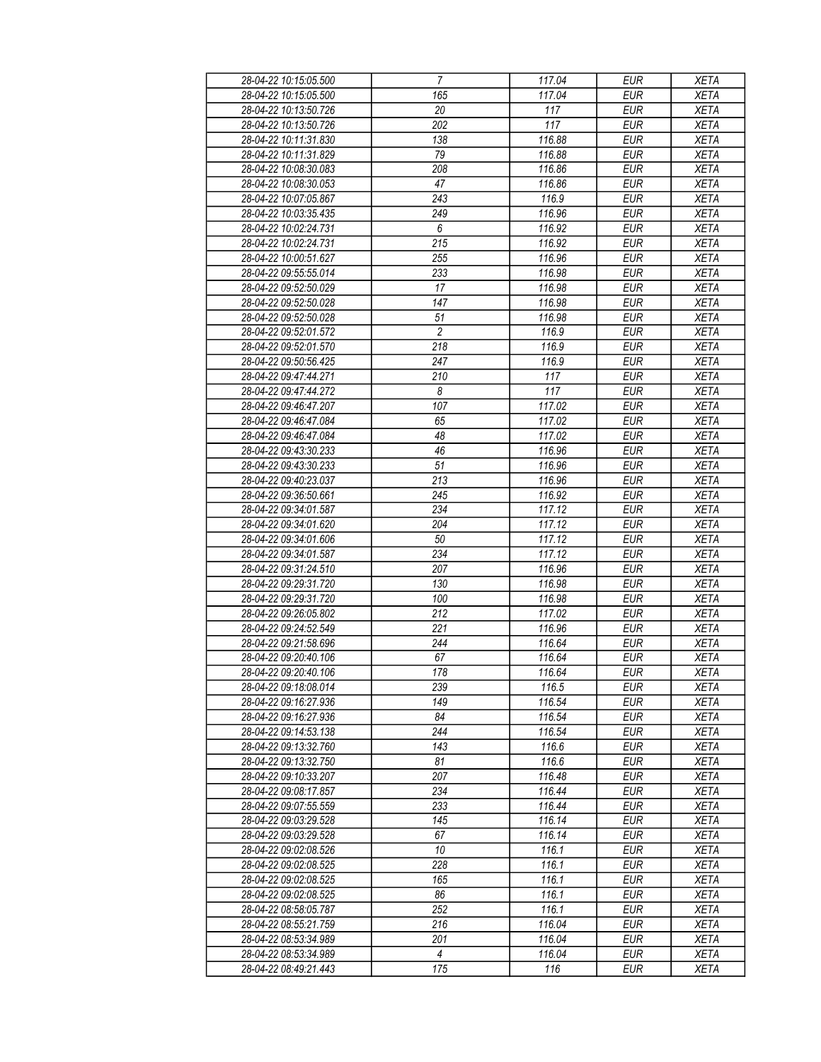| | | | | |
|---|---|---|---|---|
| 28-04-22 10:15:05.500 | 7 | 117.04 | EUR | XETA |
| 28-04-22 10:15:05.500 | 165 | 117.04 | EUR | XETA |
| 28-04-22 10:13:50.726 | 20 | 117 | EUR | XETA |
| 28-04-22 10:13:50.726 | 202 | 117 | EUR | XETA |
| 28-04-22 10:11:31.830 | 138 | 116.88 | EUR | XETA |
| 28-04-22 10:11:31.829 | 79 | 116.88 | EUR | XETA |
| 28-04-22 10:08:30.083 | 208 | 116.86 | EUR | XETA |
| 28-04-22 10:08:30.053 | 47 | 116.86 | EUR | XETA |
| 28-04-22 10:07:05.867 | 243 | 116.9 | EUR | XETA |
| 28-04-22 10:03:35.435 | 249 | 116.96 | EUR | XETA |
| 28-04-22 10:02:24.731 | 6 | 116.92 | EUR | XETA |
| 28-04-22 10:02:24.731 | 215 | 116.92 | EUR | XETA |
| 28-04-22 10:00:51.627 | 255 | 116.96 | EUR | XETA |
| 28-04-22 09:55:55.014 | 233 | 116.98 | EUR | XETA |
| 28-04-22 09:52:50.029 | 17 | 116.98 | EUR | XETA |
| 28-04-22 09:52:50.028 | 147 | 116.98 | EUR | XETA |
| 28-04-22 09:52:50.028 | 51 | 116.98 | EUR | XETA |
| 28-04-22 09:52:01.572 | 2 | 116.9 | EUR | XETA |
| 28-04-22 09:52:01.570 | 218 | 116.9 | EUR | XETA |
| 28-04-22 09:50:56.425 | 247 | 116.9 | EUR | XETA |
| 28-04-22 09:47:44.271 | 210 | 117 | EUR | XETA |
| 28-04-22 09:47:44.272 | 8 | 117 | EUR | XETA |
| 28-04-22 09:46:47.207 | 107 | 117.02 | EUR | XETA |
| 28-04-22 09:46:47.084 | 65 | 117.02 | EUR | XETA |
| 28-04-22 09:46:47.084 | 48 | 117.02 | EUR | XETA |
| 28-04-22 09:43:30.233 | 46 | 116.96 | EUR | XETA |
| 28-04-22 09:43:30.233 | 51 | 116.96 | EUR | XETA |
| 28-04-22 09:40:23.037 | 213 | 116.96 | EUR | XETA |
| 28-04-22 09:36:50.661 | 245 | 116.92 | EUR | XETA |
| 28-04-22 09:34:01.587 | 234 | 117.12 | EUR | XETA |
| 28-04-22 09:34:01.620 | 204 | 117.12 | EUR | XETA |
| 28-04-22 09:34:01.606 | 50 | 117.12 | EUR | XETA |
| 28-04-22 09:34:01.587 | 234 | 117.12 | EUR | XETA |
| 28-04-22 09:31:24.510 | 207 | 116.96 | EUR | XETA |
| 28-04-22 09:29:31.720 | 130 | 116.98 | EUR | XETA |
| 28-04-22 09:29:31.720 | 100 | 116.98 | EUR | XETA |
| 28-04-22 09:26:05.802 | 212 | 117.02 | EUR | XETA |
| 28-04-22 09:24:52.549 | 221 | 116.96 | EUR | XETA |
| 28-04-22 09:21:58.696 | 244 | 116.64 | EUR | XETA |
| 28-04-22 09:20:40.106 | 67 | 116.64 | EUR | XETA |
| 28-04-22 09:20:40.106 | 178 | 116.64 | EUR | XETA |
| 28-04-22 09:18:08.014 | 239 | 116.5 | EUR | XETA |
| 28-04-22 09:16:27.936 | 149 | 116.54 | EUR | XETA |
| 28-04-22 09:16:27.936 | 84 | 116.54 | EUR | XETA |
| 28-04-22 09:14:53.138 | 244 | 116.54 | EUR | XETA |
| 28-04-22 09:13:32.760 | 143 | 116.6 | EUR | XETA |
| 28-04-22 09:13:32.750 | 81 | 116.6 | EUR | XETA |
| 28-04-22 09:10:33.207 | 207 | 116.48 | EUR | XETA |
| 28-04-22 09:08:17.857 | 234 | 116.44 | EUR | XETA |
| 28-04-22 09:07:55.559 | 233 | 116.44 | EUR | XETA |
| 28-04-22 09:03:29.528 | 145 | 116.14 | EUR | XETA |
| 28-04-22 09:03:29.528 | 67 | 116.14 | EUR | XETA |
| 28-04-22 09:02:08.526 | 10 | 116.1 | EUR | XETA |
| 28-04-22 09:02:08.525 | 228 | 116.1 | EUR | XETA |
| 28-04-22 09:02:08.525 | 165 | 116.1 | EUR | XETA |
| 28-04-22 09:02:08.525 | 86 | 116.1 | EUR | XETA |
| 28-04-22 08:58:05.787 | 252 | 116.1 | EUR | XETA |
| 28-04-22 08:55:21.759 | 216 | 116.04 | EUR | XETA |
| 28-04-22 08:53:34.989 | 201 | 116.04 | EUR | XETA |
| 28-04-22 08:53:34.989 | 4 | 116.04 | EUR | XETA |
| 28-04-22 08:49:21.443 | 175 | 116 | EUR | XETA |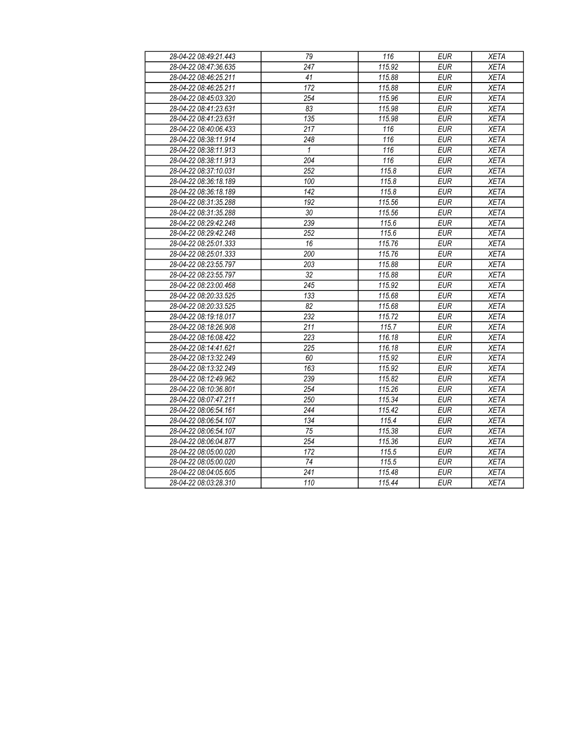| 28-04-22 08:49:21.443 | 79 | 116 | EUR | XETA |
|---|---|---|---|---|
| 28-04-22 08:47:36.635 | 247 | 115.92 | EUR | XETA |
| 28-04-22 08:46:25.211 | 41 | 115.88 | EUR | XETA |
| 28-04-22 08:46:25.211 | 172 | 115.88 | EUR | XETA |
| 28-04-22 08:45:03.320 | 254 | 115.96 | EUR | XETA |
| 28-04-22 08:41:23.631 | 83 | 115.98 | EUR | XETA |
| 28-04-22 08:41:23.631 | 135 | 115.98 | EUR | XETA |
| 28-04-22 08:40:06.433 | 217 | 116 | EUR | XETA |
| 28-04-22 08:38:11.914 | 248 | 116 | EUR | XETA |
| 28-04-22 08:38:11.913 | 1 | 116 | EUR | XETA |
| 28-04-22 08:38:11.913 | 204 | 116 | EUR | XETA |
| 28-04-22 08:37:10.031 | 252 | 115.8 | EUR | XETA |
| 28-04-22 08:36:18.189 | 100 | 115.8 | EUR | XETA |
| 28-04-22 08:36:18.189 | 142 | 115.8 | EUR | XETA |
| 28-04-22 08:31:35.288 | 192 | 115.56 | EUR | XETA |
| 28-04-22 08:31:35.288 | 30 | 115.56 | EUR | XETA |
| 28-04-22 08:29:42.248 | 239 | 115.6 | EUR | XETA |
| 28-04-22 08:29:42.248 | 252 | 115.6 | EUR | XETA |
| 28-04-22 08:25:01.333 | 16 | 115.76 | EUR | XETA |
| 28-04-22 08:25:01.333 | 200 | 115.76 | EUR | XETA |
| 28-04-22 08:23:55.797 | 203 | 115.88 | EUR | XETA |
| 28-04-22 08:23:55.797 | 32 | 115.88 | EUR | XETA |
| 28-04-22 08:23:00.468 | 245 | 115.92 | EUR | XETA |
| 28-04-22 08:20:33.525 | 133 | 115.68 | EUR | XETA |
| 28-04-22 08:20:33.525 | 82 | 115.68 | EUR | XETA |
| 28-04-22 08:19:18.017 | 232 | 115.72 | EUR | XETA |
| 28-04-22 08:18:26.908 | 211 | 115.7 | EUR | XETA |
| 28-04-22 08:16:08.422 | 223 | 116.18 | EUR | XETA |
| 28-04-22 08:14:41.621 | 225 | 116.18 | EUR | XETA |
| 28-04-22 08:13:32.249 | 60 | 115.92 | EUR | XETA |
| 28-04-22 08:13:32.249 | 163 | 115.92 | EUR | XETA |
| 28-04-22 08:12:49.962 | 239 | 115.82 | EUR | XETA |
| 28-04-22 08:10:36.801 | 254 | 115.26 | EUR | XETA |
| 28-04-22 08:07:47.211 | 250 | 115.34 | EUR | XETA |
| 28-04-22 08:06:54.161 | 244 | 115.42 | EUR | XETA |
| 28-04-22 08:06:54.107 | 134 | 115.4 | EUR | XETA |
| 28-04-22 08:06:54.107 | 75 | 115.38 | EUR | XETA |
| 28-04-22 08:06:04.877 | 254 | 115.36 | EUR | XETA |
| 28-04-22 08:05:00.020 | 172 | 115.5 | EUR | XETA |
| 28-04-22 08:05:00.020 | 74 | 115.5 | EUR | XETA |
| 28-04-22 08:04:05.605 | 241 | 115.48 | EUR | XETA |
| 28-04-22 08:03:28.310 | 110 | 115.44 | EUR | XETA |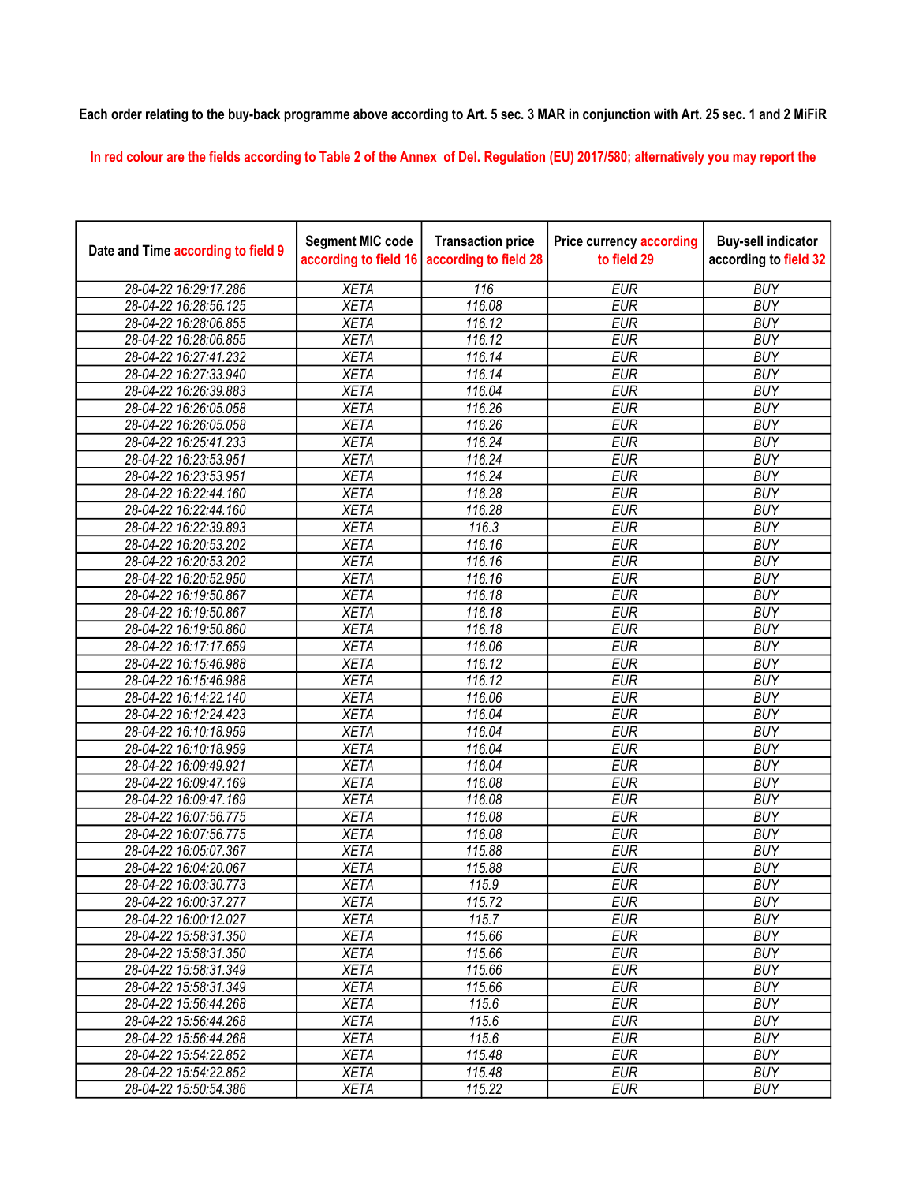**Each order relating to the buy-back programme above according to Art. 5 sec. 3 MAR in conjunction with Art. 25 sec. 1 and 2 MiFiR**

In red colour are the fields according to Table 2 of the Annex of Del. Regulation (EU) 2017/580; alternatively you may report the

| Date and Time according to field 9 | Segment MIC code according to field 16 | Transaction price according to field 28 | Price currency according to field 29 | Buy-sell indicator according to field 32 |
|---|---|---|---|---|
| 28-04-22 16:29:17.286 | XETA | 116 | EUR | BUY |
| 28-04-22 16:28:56.125 | XETA | 116.08 | EUR | BUY |
| 28-04-22 16:28:06.855 | XETA | 116.12 | EUR | BUY |
| 28-04-22 16:28:06.855 | XETA | 116.12 | EUR | BUY |
| 28-04-22 16:27:41.232 | XETA | 116.14 | EUR | BUY |
| 28-04-22 16:27:33.940 | XETA | 116.14 | EUR | BUY |
| 28-04-22 16:26:39.883 | XETA | 116.04 | EUR | BUY |
| 28-04-22 16:26:05.058 | XETA | 116.26 | EUR | BUY |
| 28-04-22 16:26:05.058 | XETA | 116.26 | EUR | BUY |
| 28-04-22 16:25:41.233 | XETA | 116.24 | EUR | BUY |
| 28-04-22 16:23:53.951 | XETA | 116.24 | EUR | BUY |
| 28-04-22 16:23:53.951 | XETA | 116.24 | EUR | BUY |
| 28-04-22 16:22:44.160 | XETA | 116.28 | EUR | BUY |
| 28-04-22 16:22:44.160 | XETA | 116.28 | EUR | BUY |
| 28-04-22 16:22:39.893 | XETA | 116.3 | EUR | BUY |
| 28-04-22 16:20:53.202 | XETA | 116.16 | EUR | BUY |
| 28-04-22 16:20:53.202 | XETA | 116.16 | EUR | BUY |
| 28-04-22 16:20:52.950 | XETA | 116.16 | EUR | BUY |
| 28-04-22 16:19:50.867 | XETA | 116.18 | EUR | BUY |
| 28-04-22 16:19:50.867 | XETA | 116.18 | EUR | BUY |
| 28-04-22 16:19:50.860 | XETA | 116.18 | EUR | BUY |
| 28-04-22 16:17:17.659 | XETA | 116.06 | EUR | BUY |
| 28-04-22 16:15:46.988 | XETA | 116.12 | EUR | BUY |
| 28-04-22 16:15:46.988 | XETA | 116.12 | EUR | BUY |
| 28-04-22 16:14:22.140 | XETA | 116.06 | EUR | BUY |
| 28-04-22 16:12:24.423 | XETA | 116.04 | EUR | BUY |
| 28-04-22 16:10:18.959 | XETA | 116.04 | EUR | BUY |
| 28-04-22 16:10:18.959 | XETA | 116.04 | EUR | BUY |
| 28-04-22 16:09:49.921 | XETA | 116.04 | EUR | BUY |
| 28-04-22 16:09:47.169 | XETA | 116.08 | EUR | BUY |
| 28-04-22 16:09:47.169 | XETA | 116.08 | EUR | BUY |
| 28-04-22 16:07:56.775 | XETA | 116.08 | EUR | BUY |
| 28-04-22 16:07:56.775 | XETA | 116.08 | EUR | BUY |
| 28-04-22 16:05:07.367 | XETA | 115.88 | EUR | BUY |
| 28-04-22 16:04:20.067 | XETA | 115.88 | EUR | BUY |
| 28-04-22 16:03:30.773 | XETA | 115.9 | EUR | BUY |
| 28-04-22 16:00:37.277 | XETA | 115.72 | EUR | BUY |
| 28-04-22 16:00:12.027 | XETA | 115.7 | EUR | BUY |
| 28-04-22 15:58:31.350 | XETA | 115.66 | EUR | BUY |
| 28-04-22 15:58:31.350 | XETA | 115.66 | EUR | BUY |
| 28-04-22 15:58:31.349 | XETA | 115.66 | EUR | BUY |
| 28-04-22 15:58:31.349 | XETA | 115.66 | EUR | BUY |
| 28-04-22 15:56:44.268 | XETA | 115.6 | EUR | BUY |
| 28-04-22 15:56:44.268 | XETA | 115.6 | EUR | BUY |
| 28-04-22 15:56:44.268 | XETA | 115.6 | EUR | BUY |
| 28-04-22 15:54:22.852 | XETA | 115.48 | EUR | BUY |
| 28-04-22 15:54:22.852 | XETA | 115.48 | EUR | BUY |
| 28-04-22 15:50:54.386 | XETA | 115.22 | EUR | BUY |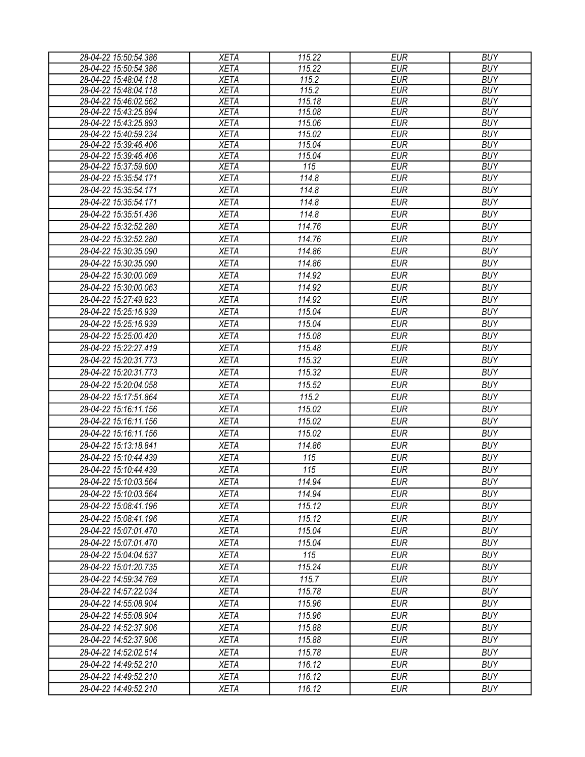| | | | | |
|---|---|---|---|---|
| 28-04-22 15:50:54.386 | XETA | 115.22 | EUR | BUY |
| 28-04-22 15:50:54.386 | XETA | 115.22 | EUR | BUY |
| 28-04-22 15:48:04.118 | XETA | 115.2 | EUR | BUY |
| 28-04-22 15:48:04.118 | XETA | 115.2 | EUR | BUY |
| 28-04-22 15:46:02.562 | XETA | 115.18 | EUR | BUY |
| 28-04-22 15:43:25.894 | XETA | 115.08 | EUR | BUY |
| 28-04-22 15:43:25.893 | XETA | 115.06 | EUR | BUY |
| 28-04-22 15:40:59.234 | XETA | 115.02 | EUR | BUY |
| 28-04-22 15:39:46.406 | XETA | 115.04 | EUR | BUY |
| 28-04-22 15:39:46.406 | XETA | 115.04 | EUR | BUY |
| 28-04-22 15:37:59.600 | XETA | 115 | EUR | BUY |
| 28-04-22 15:35:54.171 | XETA | 114.8 | EUR | BUY |
| 28-04-22 15:35:54.171 | XETA | 114.8 | EUR | BUY |
| 28-04-22 15:35:54.171 | XETA | 114.8 | EUR | BUY |
| 28-04-22 15:35:51.436 | XETA | 114.8 | EUR | BUY |
| 28-04-22 15:32:52.280 | XETA | 114.76 | EUR | BUY |
| 28-04-22 15:32:52.280 | XETA | 114.76 | EUR | BUY |
| 28-04-22 15:30:35.090 | XETA | 114.86 | EUR | BUY |
| 28-04-22 15:30:35.090 | XETA | 114.86 | EUR | BUY |
| 28-04-22 15:30:00.069 | XETA | 114.92 | EUR | BUY |
| 28-04-22 15:30:00.063 | XETA | 114.92 | EUR | BUY |
| 28-04-22 15:27:49.823 | XETA | 114.92 | EUR | BUY |
| 28-04-22 15:25:16.939 | XETA | 115.04 | EUR | BUY |
| 28-04-22 15:25:16.939 | XETA | 115.04 | EUR | BUY |
| 28-04-22 15:25:00.420 | XETA | 115.08 | EUR | BUY |
| 28-04-22 15:22:27.419 | XETA | 115.48 | EUR | BUY |
| 28-04-22 15:20:31.773 | XETA | 115.32 | EUR | BUY |
| 28-04-22 15:20:31.773 | XETA | 115.32 | EUR | BUY |
| 28-04-22 15:20:04.058 | XETA | 115.52 | EUR | BUY |
| 28-04-22 15:17:51.864 | XETA | 115.2 | EUR | BUY |
| 28-04-22 15:16:11.156 | XETA | 115.02 | EUR | BUY |
| 28-04-22 15:16:11.156 | XETA | 115.02 | EUR | BUY |
| 28-04-22 15:16:11.156 | XETA | 115.02 | EUR | BUY |
| 28-04-22 15:13:18.841 | XETA | 114.86 | EUR | BUY |
| 28-04-22 15:10:44.439 | XETA | 115 | EUR | BUY |
| 28-04-22 15:10:44.439 | XETA | 115 | EUR | BUY |
| 28-04-22 15:10:03.564 | XETA | 114.94 | EUR | BUY |
| 28-04-22 15:10:03.564 | XETA | 114.94 | EUR | BUY |
| 28-04-22 15:08:41.196 | XETA | 115.12 | EUR | BUY |
| 28-04-22 15:08:41.196 | XETA | 115.12 | EUR | BUY |
| 28-04-22 15:07:01.470 | XETA | 115.04 | EUR | BUY |
| 28-04-22 15:07:01.470 | XETA | 115.04 | EUR | BUY |
| 28-04-22 15:04:04.637 | XETA | 115 | EUR | BUY |
| 28-04-22 15:01:20.735 | XETA | 115.24 | EUR | BUY |
| 28-04-22 14:59:34.769 | XETA | 115.7 | EUR | BUY |
| 28-04-22 14:57:22.034 | XETA | 115.78 | EUR | BUY |
| 28-04-22 14:55:08.904 | XETA | 115.96 | EUR | BUY |
| 28-04-22 14:55:08.904 | XETA | 115.96 | EUR | BUY |
| 28-04-22 14:52:37.906 | XETA | 115.88 | EUR | BUY |
| 28-04-22 14:52:37.906 | XETA | 115.88 | EUR | BUY |
| 28-04-22 14:52:02.514 | XETA | 115.78 | EUR | BUY |
| 28-04-22 14:49:52.210 | XETA | 116.12 | EUR | BUY |
| 28-04-22 14:49:52.210 | XETA | 116.12 | EUR | BUY |
| 28-04-22 14:49:52.210 | XETA | 116.12 | EUR | BUY |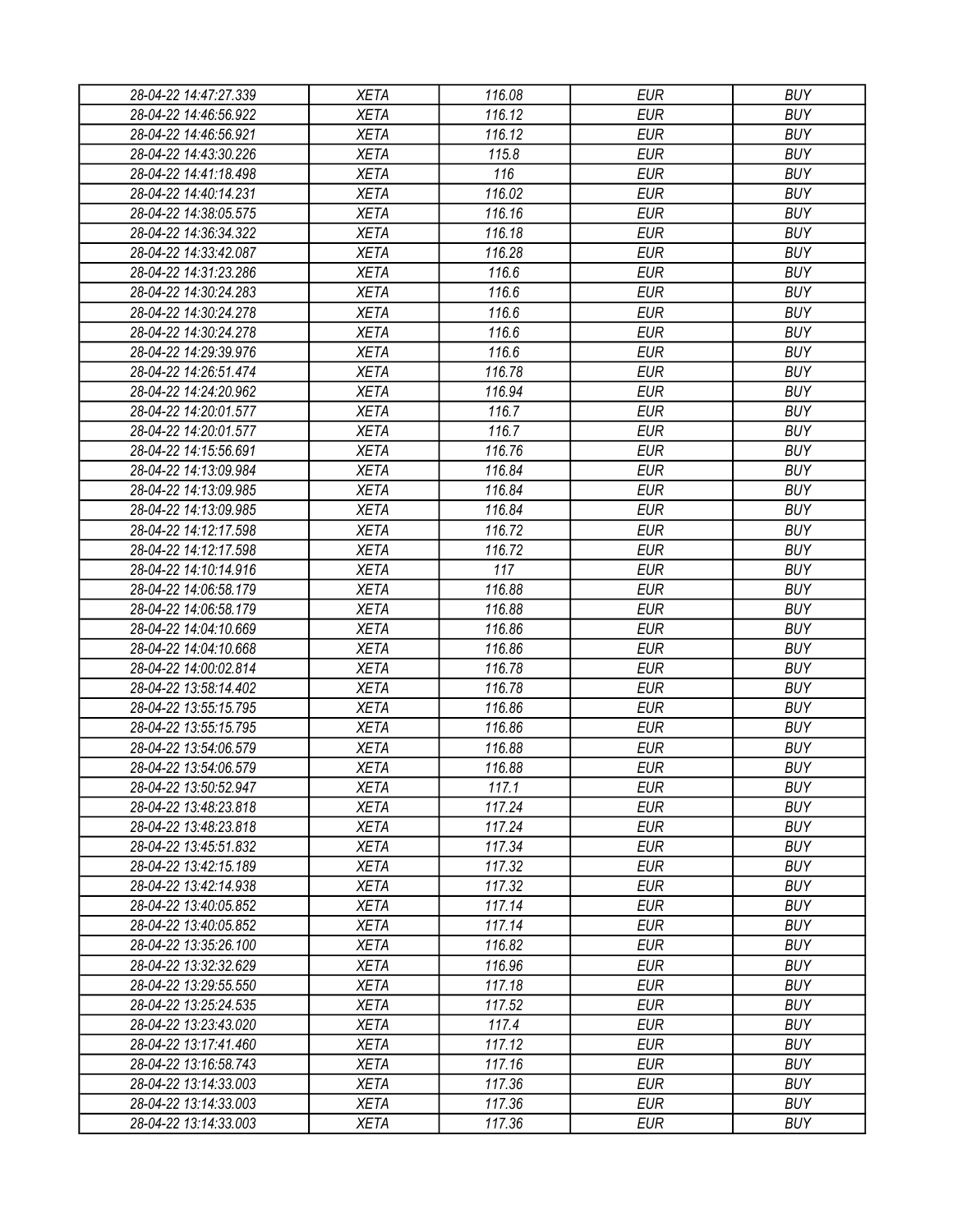| | | | | |
|---|---|---|---|---|
| *28-04-22 14:47:27.339* | *XETA* | *116.08* | *EUR* | *BUY* |
| *28-04-22 14:46:56.922* | *XETA* | *116.12* | *EUR* | *BUY* |
| *28-04-22 14:46:56.921* | *XETA* | *116.12* | *EUR* | *BUY* |
| *28-04-22 14:43:30.226* | *XETA* | *115.8* | *EUR* | *BUY* |
| *28-04-22 14:41:18.498* | *XETA* | *116* | *EUR* | *BUY* |
| *28-04-22 14:40:14.231* | *XETA* | *116.02* | *EUR* | *BUY* |
| *28-04-22 14:38:05.575* | *XETA* | *116.16* | *EUR* | *BUY* |
| *28-04-22 14:36:34.322* | *XETA* | *116.18* | *EUR* | *BUY* |
| *28-04-22 14:33:42.087* | *XETA* | *116.28* | *EUR* | *BUY* |
| *28-04-22 14:31:23.286* | *XETA* | *116.6* | *EUR* | *BUY* |
| *28-04-22 14:30:24.283* | *XETA* | *116.6* | *EUR* | *BUY* |
| *28-04-22 14:30:24.278* | *XETA* | *116.6* | *EUR* | *BUY* |
| *28-04-22 14:30:24.278* | *XETA* | *116.6* | *EUR* | *BUY* |
| *28-04-22 14:29:39.976* | *XETA* | *116.6* | *EUR* | *BUY* |
| *28-04-22 14:26:51.474* | *XETA* | *116.78* | *EUR* | *BUY* |
| *28-04-22 14:24:20.962* | *XETA* | *116.94* | *EUR* | *BUY* |
| *28-04-22 14:20:01.577* | *XETA* | *116.7* | *EUR* | *BUY* |
| *28-04-22 14:20:01.577* | *XETA* | *116.7* | *EUR* | *BUY* |
| *28-04-22 14:15:56.691* | *XETA* | *116.76* | *EUR* | *BUY* |
| *28-04-22 14:13:09.984* | *XETA* | *116.84* | *EUR* | *BUY* |
| *28-04-22 14:13:09.985* | *XETA* | *116.84* | *EUR* | *BUY* |
| *28-04-22 14:13:09.985* | *XETA* | *116.84* | *EUR* | *BUY* |
| *28-04-22 14:12:17.598* | *XETA* | *116.72* | *EUR* | *BUY* |
| *28-04-22 14:12:17.598* | *XETA* | *116.72* | *EUR* | *BUY* |
| *28-04-22 14:10:14.916* | *XETA* | *117* | *EUR* | *BUY* |
| *28-04-22 14:06:58.179* | *XETA* | *116.88* | *EUR* | *BUY* |
| *28-04-22 14:06:58.179* | *XETA* | *116.88* | *EUR* | *BUY* |
| *28-04-22 14:04:10.669* | *XETA* | *116.86* | *EUR* | *BUY* |
| *28-04-22 14:04:10.668* | *XETA* | *116.86* | *EUR* | *BUY* |
| *28-04-22 14:00:02.814* | *XETA* | *116.78* | *EUR* | *BUY* |
| *28-04-22 13:58:14.402* | *XETA* | *116.78* | *EUR* | *BUY* |
| *28-04-22 13:55:15.795* | *XETA* | *116.86* | *EUR* | *BUY* |
| *28-04-22 13:55:15.795* | *XETA* | *116.86* | *EUR* | *BUY* |
| *28-04-22 13:54:06.579* | *XETA* | *116.88* | *EUR* | *BUY* |
| *28-04-22 13:54:06.579* | *XETA* | *116.88* | *EUR* | *BUY* |
| *28-04-22 13:50:52.947* | *XETA* | *117.1* | *EUR* | *BUY* |
| *28-04-22 13:48:23.818* | *XETA* | *117.24* | *EUR* | *BUY* |
| *28-04-22 13:48:23.818* | *XETA* | *117.24* | *EUR* | *BUY* |
| *28-04-22 13:45:51.832* | *XETA* | *117.34* | *EUR* | *BUY* |
| *28-04-22 13:42:15.189* | *XETA* | *117.32* | *EUR* | *BUY* |
| *28-04-22 13:42:14.938* | *XETA* | *117.32* | *EUR* | *BUY* |
| *28-04-22 13:40:05.852* | *XETA* | *117.14* | *EUR* | *BUY* |
| *28-04-22 13:40:05.852* | *XETA* | *117.14* | *EUR* | *BUY* |
| *28-04-22 13:35:26.100* | *XETA* | *116.82* | *EUR* | *BUY* |
| *28-04-22 13:32:32.629* | *XETA* | *116.96* | *EUR* | *BUY* |
| *28-04-22 13:29:55.550* | *XETA* | *117.18* | *EUR* | *BUY* |
| *28-04-22 13:25:24.535* | *XETA* | *117.52* | *EUR* | *BUY* |
| *28-04-22 13:23:43.020* | *XETA* | *117.4* | *EUR* | *BUY* |
| *28-04-22 13:17:41.460* | *XETA* | *117.12* | *EUR* | *BUY* |
| *28-04-22 13:16:58.743* | *XETA* | *117.16* | *EUR* | *BUY* |
| *28-04-22 13:14:33.003* | *XETA* | *117.36* | *EUR* | *BUY* |
| *28-04-22 13:14:33.003* | *XETA* | *117.36* | *EUR* | *BUY* |
| *28-04-22 13:14:33.003* | *XETA* | *117.36* | *EUR* | *BUY* |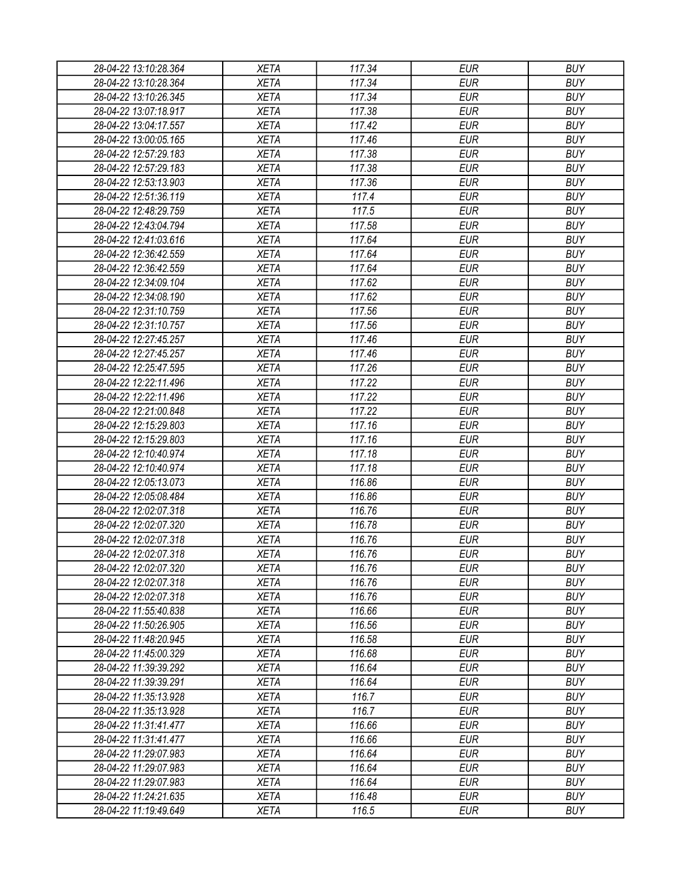| | | | | |
|---|---|---|---|---|
| 28-04-22 13:10:28.364 | XETA | 117.34 | EUR | BUY |
| 28-04-22 13:10:28.364 | XETA | 117.34 | EUR | BUY |
| 28-04-22 13:10:26.345 | XETA | 117.34 | EUR | BUY |
| 28-04-22 13:07:18.917 | XETA | 117.38 | EUR | BUY |
| 28-04-22 13:04:17.557 | XETA | 117.42 | EUR | BUY |
| 28-04-22 13:00:05.165 | XETA | 117.46 | EUR | BUY |
| 28-04-22 12:57:29.183 | XETA | 117.38 | EUR | BUY |
| 28-04-22 12:57:29.183 | XETA | 117.38 | EUR | BUY |
| 28-04-22 12:53:13.903 | XETA | 117.36 | EUR | BUY |
| 28-04-22 12:51:36.119 | XETA | 117.4 | EUR | BUY |
| 28-04-22 12:48:29.759 | XETA | 117.5 | EUR | BUY |
| 28-04-22 12:43:04.794 | XETA | 117.58 | EUR | BUY |
| 28-04-22 12:41:03.616 | XETA | 117.64 | EUR | BUY |
| 28-04-22 12:36:42.559 | XETA | 117.64 | EUR | BUY |
| 28-04-22 12:36:42.559 | XETA | 117.64 | EUR | BUY |
| 28-04-22 12:34:09.104 | XETA | 117.62 | EUR | BUY |
| 28-04-22 12:34:08.190 | XETA | 117.62 | EUR | BUY |
| 28-04-22 12:31:10.759 | XETA | 117.56 | EUR | BUY |
| 28-04-22 12:31:10.757 | XETA | 117.56 | EUR | BUY |
| 28-04-22 12:27:45.257 | XETA | 117.46 | EUR | BUY |
| 28-04-22 12:27:45.257 | XETA | 117.46 | EUR | BUY |
| 28-04-22 12:25:47.595 | XETA | 117.26 | EUR | BUY |
| 28-04-22 12:22:11.496 | XETA | 117.22 | EUR | BUY |
| 28-04-22 12:22:11.496 | XETA | 117.22 | EUR | BUY |
| 28-04-22 12:21:00.848 | XETA | 117.22 | EUR | BUY |
| 28-04-22 12:15:29.803 | XETA | 117.16 | EUR | BUY |
| 28-04-22 12:15:29.803 | XETA | 117.16 | EUR | BUY |
| 28-04-22 12:10:40.974 | XETA | 117.18 | EUR | BUY |
| 28-04-22 12:10:40.974 | XETA | 117.18 | EUR | BUY |
| 28-04-22 12:05:13.073 | XETA | 116.86 | EUR | BUY |
| 28-04-22 12:05:08.484 | XETA | 116.86 | EUR | BUY |
| 28-04-22 12:02:07.318 | XETA | 116.76 | EUR | BUY |
| 28-04-22 12:02:07.320 | XETA | 116.78 | EUR | BUY |
| 28-04-22 12:02:07.318 | XETA | 116.76 | EUR | BUY |
| 28-04-22 12:02:07.318 | XETA | 116.76 | EUR | BUY |
| 28-04-22 12:02:07.320 | XETA | 116.76 | EUR | BUY |
| 28-04-22 12:02:07.318 | XETA | 116.76 | EUR | BUY |
| 28-04-22 12:02:07.318 | XETA | 116.76 | EUR | BUY |
| 28-04-22 11:55:40.838 | XETA | 116.66 | EUR | BUY |
| 28-04-22 11:50:26.905 | XETA | 116.56 | EUR | BUY |
| 28-04-22 11:48:20.945 | XETA | 116.58 | EUR | BUY |
| 28-04-22 11:45:00.329 | XETA | 116.68 | EUR | BUY |
| 28-04-22 11:39:39.292 | XETA | 116.64 | EUR | BUY |
| 28-04-22 11:39:39.291 | XETA | 116.64 | EUR | BUY |
| 28-04-22 11:35:13.928 | XETA | 116.7 | EUR | BUY |
| 28-04-22 11:35:13.928 | XETA | 116.7 | EUR | BUY |
| 28-04-22 11:31:41.477 | XETA | 116.66 | EUR | BUY |
| 28-04-22 11:31:41.477 | XETA | 116.66 | EUR | BUY |
| 28-04-22 11:29:07.983 | XETA | 116.64 | EUR | BUY |
| 28-04-22 11:29:07.983 | XETA | 116.64 | EUR | BUY |
| 28-04-22 11:29:07.983 | XETA | 116.64 | EUR | BUY |
| 28-04-22 11:24:21.635 | XETA | 116.48 | EUR | BUY |
| 28-04-22 11:19:49.649 | XETA | 116.5 | EUR | BUY |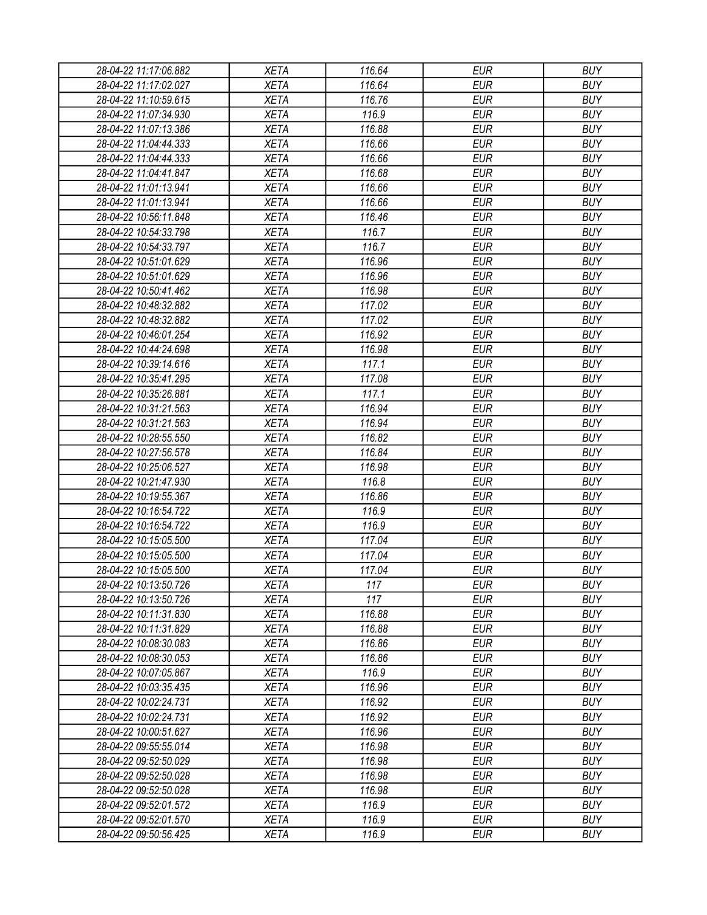| | | | | |
|---|---|---|---|---|
| 28-04-22 11:17:06.882 | XETA | 116.64 | EUR | BUY |
| 28-04-22 11:17:02.027 | XETA | 116.64 | EUR | BUY |
| 28-04-22 11:10:59.615 | XETA | 116.76 | EUR | BUY |
| 28-04-22 11:07:34.930 | XETA | 116.9 | EUR | BUY |
| 28-04-22 11:07:13.386 | XETA | 116.88 | EUR | BUY |
| 28-04-22 11:04:44.333 | XETA | 116.66 | EUR | BUY |
| 28-04-22 11:04:44.333 | XETA | 116.66 | EUR | BUY |
| 28-04-22 11:04:41.847 | XETA | 116.68 | EUR | BUY |
| 28-04-22 11:01:13.941 | XETA | 116.66 | EUR | BUY |
| 28-04-22 11:01:13.941 | XETA | 116.66 | EUR | BUY |
| 28-04-22 10:56:11.848 | XETA | 116.46 | EUR | BUY |
| 28-04-22 10:54:33.798 | XETA | 116.7 | EUR | BUY |
| 28-04-22 10:54:33.797 | XETA | 116.7 | EUR | BUY |
| 28-04-22 10:51:01.629 | XETA | 116.96 | EUR | BUY |
| 28-04-22 10:51:01.629 | XETA | 116.96 | EUR | BUY |
| 28-04-22 10:50:41.462 | XETA | 116.98 | EUR | BUY |
| 28-04-22 10:48:32.882 | XETA | 117.02 | EUR | BUY |
| 28-04-22 10:48:32.882 | XETA | 117.02 | EUR | BUY |
| 28-04-22 10:46:01.254 | XETA | 116.92 | EUR | BUY |
| 28-04-22 10:44:24.698 | XETA | 116.98 | EUR | BUY |
| 28-04-22 10:39:14.616 | XETA | 117.1 | EUR | BUY |
| 28-04-22 10:35:41.295 | XETA | 117.08 | EUR | BUY |
| 28-04-22 10:35:26.881 | XETA | 117.1 | EUR | BUY |
| 28-04-22 10:31:21.563 | XETA | 116.94 | EUR | BUY |
| 28-04-22 10:31:21.563 | XETA | 116.94 | EUR | BUY |
| 28-04-22 10:28:55.550 | XETA | 116.82 | EUR | BUY |
| 28-04-22 10:27:56.578 | XETA | 116.84 | EUR | BUY |
| 28-04-22 10:25:06.527 | XETA | 116.98 | EUR | BUY |
| 28-04-22 10:21:47.930 | XETA | 116.8 | EUR | BUY |
| 28-04-22 10:19:55.367 | XETA | 116.86 | EUR | BUY |
| 28-04-22 10:16:54.722 | XETA | 116.9 | EUR | BUY |
| 28-04-22 10:16:54.722 | XETA | 116.9 | EUR | BUY |
| 28-04-22 10:15:05.500 | XETA | 117.04 | EUR | BUY |
| 28-04-22 10:15:05.500 | XETA | 117.04 | EUR | BUY |
| 28-04-22 10:15:05.500 | XETA | 117.04 | EUR | BUY |
| 28-04-22 10:13:50.726 | XETA | 117 | EUR | BUY |
| 28-04-22 10:13:50.726 | XETA | 117 | EUR | BUY |
| 28-04-22 10:11:31.830 | XETA | 116.88 | EUR | BUY |
| 28-04-22 10:11:31.829 | XETA | 116.88 | EUR | BUY |
| 28-04-22 10:08:30.083 | XETA | 116.86 | EUR | BUY |
| 28-04-22 10:08:30.053 | XETA | 116.86 | EUR | BUY |
| 28-04-22 10:07:05.867 | XETA | 116.9 | EUR | BUY |
| 28-04-22 10:03:35.435 | XETA | 116.96 | EUR | BUY |
| 28-04-22 10:02:24.731 | XETA | 116.92 | EUR | BUY |
| 28-04-22 10:02:24.731 | XETA | 116.92 | EUR | BUY |
| 28-04-22 10:00:51.627 | XETA | 116.96 | EUR | BUY |
| 28-04-22 09:55:55.014 | XETA | 116.98 | EUR | BUY |
| 28-04-22 09:52:50.029 | XETA | 116.98 | EUR | BUY |
| 28-04-22 09:52:50.028 | XETA | 116.98 | EUR | BUY |
| 28-04-22 09:52:50.028 | XETA | 116.98 | EUR | BUY |
| 28-04-22 09:52:01.572 | XETA | 116.9 | EUR | BUY |
| 28-04-22 09:52:01.570 | XETA | 116.9 | EUR | BUY |
| 28-04-22 09:50:56.425 | XETA | 116.9 | EUR | BUY |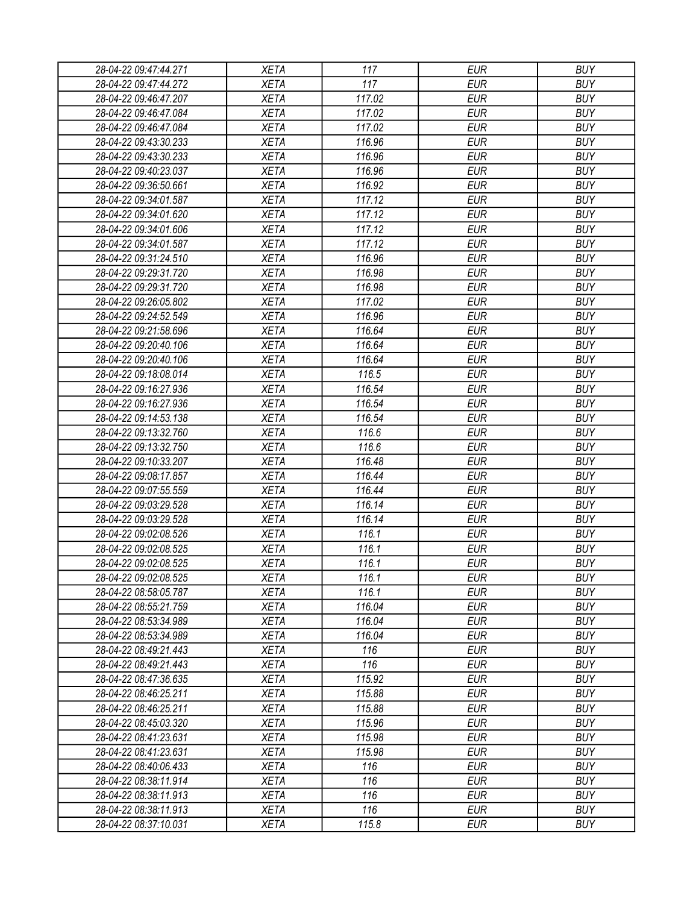| | | | | |
|---|---|---|---|---|
| 28-04-22 09:47:44.271 | XETA | 117 | EUR | BUY |
| 28-04-22 09:47:44.272 | XETA | 117 | EUR | BUY |
| 28-04-22 09:46:47.207 | XETA | 117.02 | EUR | BUY |
| 28-04-22 09:46:47.084 | XETA | 117.02 | EUR | BUY |
| 28-04-22 09:46:47.084 | XETA | 117.02 | EUR | BUY |
| 28-04-22 09:43:30.233 | XETA | 116.96 | EUR | BUY |
| 28-04-22 09:43:30.233 | XETA | 116.96 | EUR | BUY |
| 28-04-22 09:40:23.037 | XETA | 116.96 | EUR | BUY |
| 28-04-22 09:36:50.661 | XETA | 116.92 | EUR | BUY |
| 28-04-22 09:34:01.587 | XETA | 117.12 | EUR | BUY |
| 28-04-22 09:34:01.620 | XETA | 117.12 | EUR | BUY |
| 28-04-22 09:34:01.606 | XETA | 117.12 | EUR | BUY |
| 28-04-22 09:34:01.587 | XETA | 117.12 | EUR | BUY |
| 28-04-22 09:31:24.510 | XETA | 116.96 | EUR | BUY |
| 28-04-22 09:29:31.720 | XETA | 116.98 | EUR | BUY |
| 28-04-22 09:29:31.720 | XETA | 116.98 | EUR | BUY |
| 28-04-22 09:26:05.802 | XETA | 117.02 | EUR | BUY |
| 28-04-22 09:24:52.549 | XETA | 116.96 | EUR | BUY |
| 28-04-22 09:21:58.696 | XETA | 116.64 | EUR | BUY |
| 28-04-22 09:20:40.106 | XETA | 116.64 | EUR | BUY |
| 28-04-22 09:20:40.106 | XETA | 116.64 | EUR | BUY |
| 28-04-22 09:18:08.014 | XETA | 116.5 | EUR | BUY |
| 28-04-22 09:16:27.936 | XETA | 116.54 | EUR | BUY |
| 28-04-22 09:16:27.936 | XETA | 116.54 | EUR | BUY |
| 28-04-22 09:14:53.138 | XETA | 116.54 | EUR | BUY |
| 28-04-22 09:13:32.760 | XETA | 116.6 | EUR | BUY |
| 28-04-22 09:13:32.750 | XETA | 116.6 | EUR | BUY |
| 28-04-22 09:10:33.207 | XETA | 116.48 | EUR | BUY |
| 28-04-22 09:08:17.857 | XETA | 116.44 | EUR | BUY |
| 28-04-22 09:07:55.559 | XETA | 116.44 | EUR | BUY |
| 28-04-22 09:03:29.528 | XETA | 116.14 | EUR | BUY |
| 28-04-22 09:03:29.528 | XETA | 116.14 | EUR | BUY |
| 28-04-22 09:02:08.526 | XETA | 116.1 | EUR | BUY |
| 28-04-22 09:02:08.525 | XETA | 116.1 | EUR | BUY |
| 28-04-22 09:02:08.525 | XETA | 116.1 | EUR | BUY |
| 28-04-22 09:02:08.525 | XETA | 116.1 | EUR | BUY |
| 28-04-22 08:58:05.787 | XETA | 116.1 | EUR | BUY |
| 28-04-22 08:55:21.759 | XETA | 116.04 | EUR | BUY |
| 28-04-22 08:53:34.989 | XETA | 116.04 | EUR | BUY |
| 28-04-22 08:53:34.989 | XETA | 116.04 | EUR | BUY |
| 28-04-22 08:49:21.443 | XETA | 116 | EUR | BUY |
| 28-04-22 08:49:21.443 | XETA | 116 | EUR | BUY |
| 28-04-22 08:47:36.635 | XETA | 115.92 | EUR | BUY |
| 28-04-22 08:46:25.211 | XETA | 115.88 | EUR | BUY |
| 28-04-22 08:46:25.211 | XETA | 115.88 | EUR | BUY |
| 28-04-22 08:45:03.320 | XETA | 115.96 | EUR | BUY |
| 28-04-22 08:41:23.631 | XETA | 115.98 | EUR | BUY |
| 28-04-22 08:41:23.631 | XETA | 115.98 | EUR | BUY |
| 28-04-22 08:40:06.433 | XETA | 116 | EUR | BUY |
| 28-04-22 08:38:11.914 | XETA | 116 | EUR | BUY |
| 28-04-22 08:38:11.913 | XETA | 116 | EUR | BUY |
| 28-04-22 08:38:11.913 | XETA | 116 | EUR | BUY |
| 28-04-22 08:37:10.031 | XETA | 115.8 | EUR | BUY |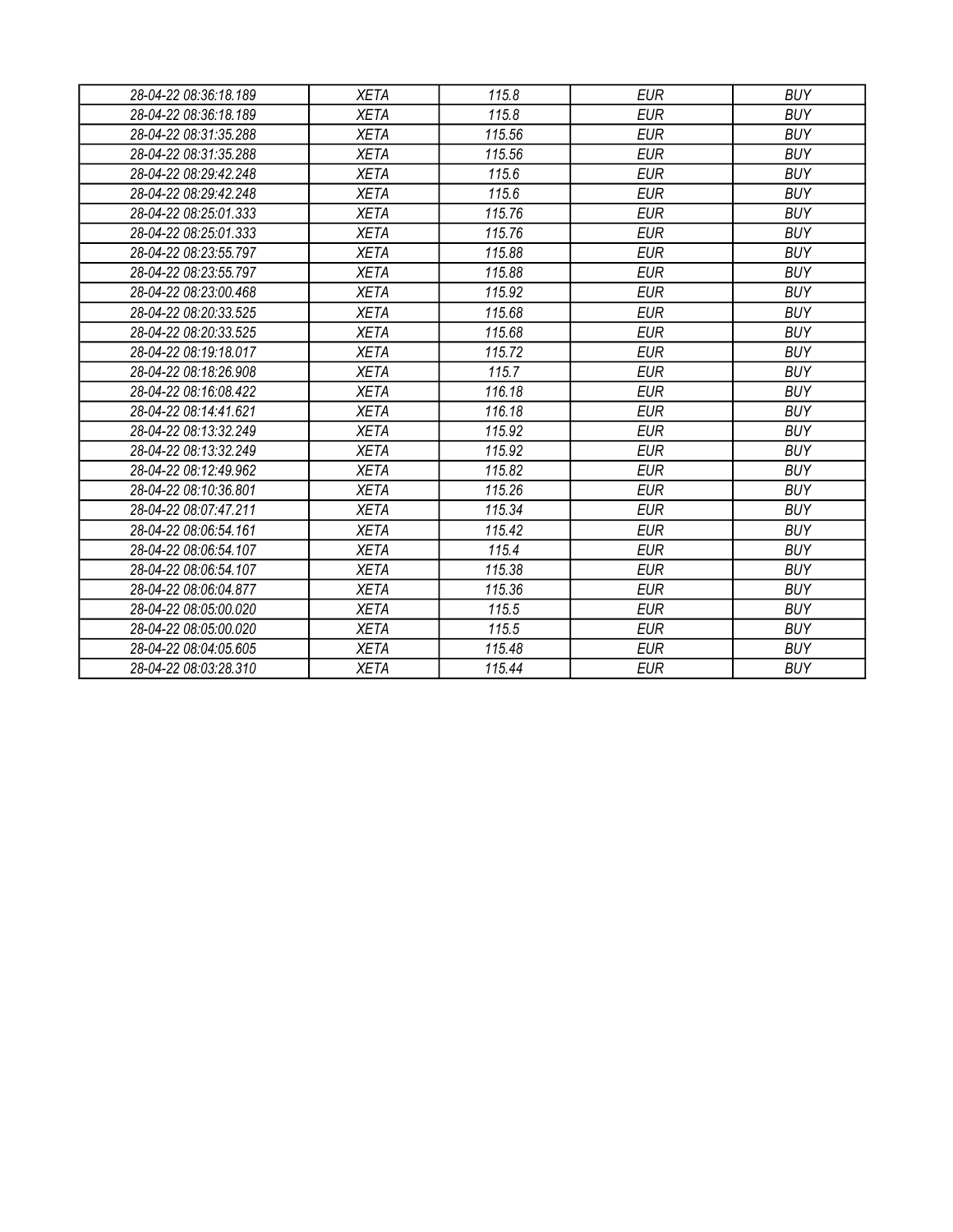| | | | | |
|---|---|---|---|---|
| *28-04-22 08:36:18.189* | *XETA* | *115.8* | *EUR* | *BUY* |
| *28-04-22 08:36:18.189* | *XETA* | *115.8* | *EUR* | *BUY* |
| *28-04-22 08:31:35.288* | *XETA* | *115.56* | *EUR* | *BUY* |
| *28-04-22 08:31:35.288* | *XETA* | *115.56* | *EUR* | *BUY* |
| *28-04-22 08:29:42.248* | *XETA* | *115.6* | *EUR* | *BUY* |
| *28-04-22 08:29:42.248* | *XETA* | *115.6* | *EUR* | *BUY* |
| *28-04-22 08:25:01.333* | *XETA* | *115.76* | *EUR* | *BUY* |
| *28-04-22 08:25:01.333* | *XETA* | *115.76* | *EUR* | *BUY* |
| *28-04-22 08:23:55.797* | *XETA* | *115.88* | *EUR* | *BUY* |
| *28-04-22 08:23:55.797* | *XETA* | *115.88* | *EUR* | *BUY* |
| *28-04-22 08:23:00.468* | *XETA* | *115.92* | *EUR* | *BUY* |
| *28-04-22 08:20:33.525* | *XETA* | *115.68* | *EUR* | *BUY* |
| *28-04-22 08:20:33.525* | *XETA* | *115.68* | *EUR* | *BUY* |
| *28-04-22 08:19:18.017* | *XETA* | *115.72* | *EUR* | *BUY* |
| *28-04-22 08:18:26.908* | *XETA* | *115.7* | *EUR* | *BUY* |
| *28-04-22 08:16:08.422* | *XETA* | *116.18* | *EUR* | *BUY* |
| *28-04-22 08:14:41.621* | *XETA* | *116.18* | *EUR* | *BUY* |
| *28-04-22 08:13:32.249* | *XETA* | *115.92* | *EUR* | *BUY* |
| *28-04-22 08:13:32.249* | *XETA* | *115.92* | *EUR* | *BUY* |
| *28-04-22 08:12:49.962* | *XETA* | *115.82* | *EUR* | *BUY* |
| *28-04-22 08:10:36.801* | *XETA* | *115.26* | *EUR* | *BUY* |
| *28-04-22 08:07:47.211* | *XETA* | *115.34* | *EUR* | *BUY* |
| *28-04-22 08:06:54.161* | *XETA* | *115.42* | *EUR* | *BUY* |
| *28-04-22 08:06:54.107* | *XETA* | *115.4* | *EUR* | *BUY* |
| *28-04-22 08:06:54.107* | *XETA* | *115.38* | *EUR* | *BUY* |
| *28-04-22 08:06:04.877* | *XETA* | *115.36* | *EUR* | *BUY* |
| *28-04-22 08:05:00.020* | *XETA* | *115.5* | *EUR* | *BUY* |
| *28-04-22 08:05:00.020* | *XETA* | *115.5* | *EUR* | *BUY* |
| *28-04-22 08:04:05.605* | *XETA* | *115.48* | *EUR* | *BUY* |
| *28-04-22 08:03:28.310* | *XETA* | *115.44* | *EUR* | *BUY* |